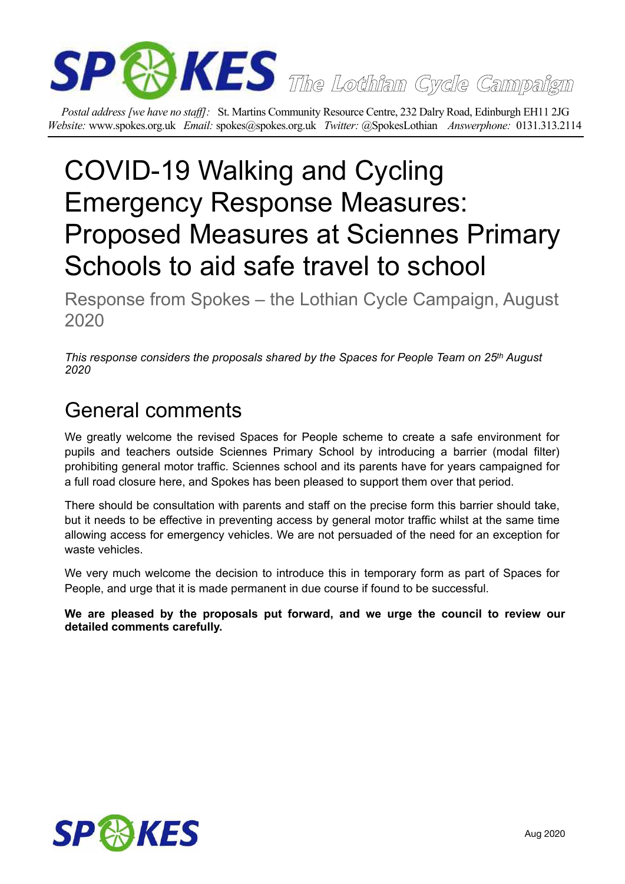**SPOKES** *The Lothian Cycle Campaign*

*Postal address [we have no staff]:* St. Martins Community Resource Centre, 232 Dalry Road, Edinburgh EH11 2JG
*Website:* www.spokes.org.uk *Email:* spokes@spokes.org.uk *Twitter:* @SpokesLothian *Answerphone:* 0131.313.2114

# COVID-19 Walking and Cycling Emergency Response Measures: Proposed Measures at Sciennes Primary Schools to aid safe travel to school

Response from Spokes – the Lothian Cycle Campaign, August 2020

*This response considers the proposals shared by the Spaces for People Team on 25th August 2020*

## General comments

We greatly welcome the revised Spaces for People scheme to create a safe environment for pupils and teachers outside Sciennes Primary School by introducing a barrier (modal filter) prohibiting general motor traffic. Sciennes school and its parents have for years campaigned for a full road closure here, and Spokes has been pleased to support them over that period.

There should be consultation with parents and staff on the precise form this barrier should take, but it needs to be effective in preventing access by general motor traffic whilst at the same time allowing access for emergency vehicles. We are not persuaded of the need for an exception for waste vehicles.

We very much welcome the decision to introduce this in temporary form as part of Spaces for People, and urge that it is made permanent in due course if found to be successful.

**We are pleased by the proposals put forward, and we urge the council to review our detailed comments carefully.**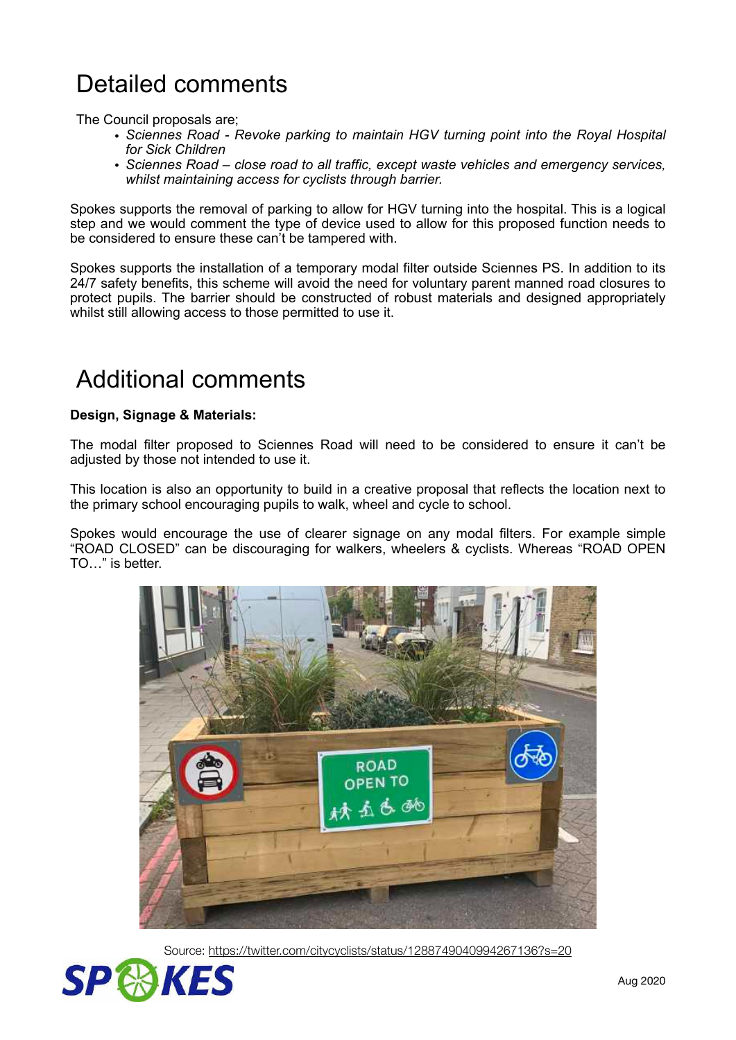# Detailed comments

The Council proposals are;

- *Sciennes Road - Revoke parking to maintain HGV turning point into the Royal Hospital for Sick Children*
- *Sciennes Road – close road to all traffic, except waste vehicles and emergency services, whilst maintaining access for cyclists through barrier.*

Spokes supports the removal of parking to allow for HGV turning into the hospital. This is a logical step and we would comment the type of device used to allow for this proposed function needs to be considered to ensure these can't be tampered with.

Spokes supports the installation of a temporary modal filter outside Sciennes PS. In addition to its 24/7 safety benefits, this scheme will avoid the need for voluntary parent manned road closures to protect pupils. The barrier should be constructed of robust materials and designed appropriately whilst still allowing access to those permitted to use it.

# Additional comments

**Design, Signage & Materials:**

The modal filter proposed to Sciennes Road will need to be considered to ensure it can't be adjusted by those not intended to use it.

This location is also an opportunity to build in a creative proposal that reflects the location next to the primary school encouraging pupils to walk, wheel and cycle to school.

Spokes would encourage the use of clearer signage on any modal filters. For example simple "ROAD CLOSED" can be discouraging for walkers, wheelers & cyclists. Whereas "ROAD OPEN TO…" is better.

Source: https://twitter.com/citycyclists/status/1288749040994267136?s=20

Aug 2020